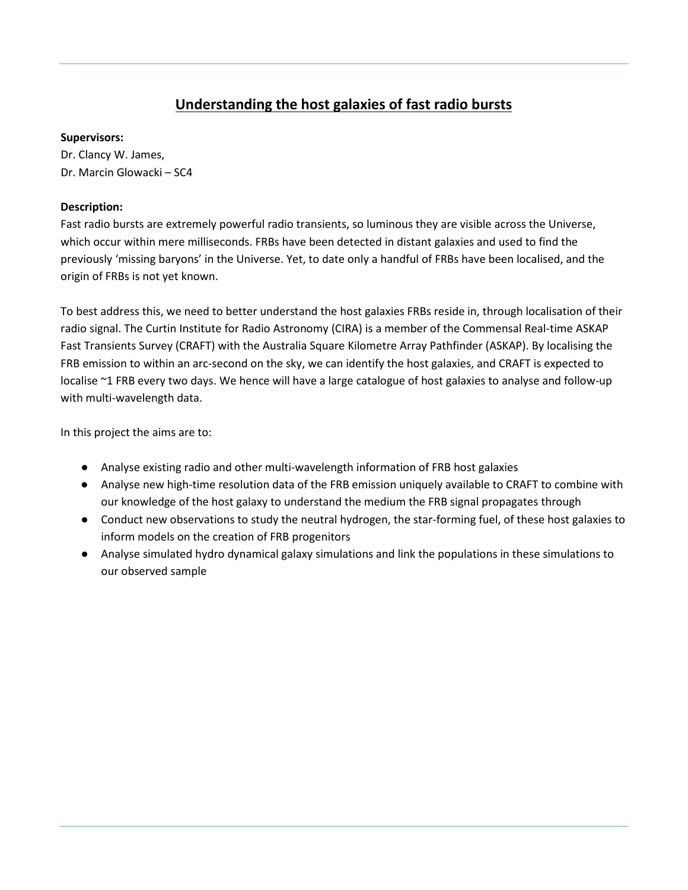# Understanding the host galaxies of fast radio bursts

**Supervisors:**
Dr. Clancy W. James,
Dr. Marcin Glowacki – SC4

**Description:**
Fast radio bursts are extremely powerful radio transients, so luminous they are visible across the Universe, which occur within mere milliseconds. FRBs have been detected in distant galaxies and used to find the previously 'missing baryons' in the Universe. Yet, to date only a handful of FRBs have been localised, and the origin of FRBs is not yet known.

To best address this, we need to better understand the host galaxies FRBs reside in, through localisation of their radio signal. The Curtin Institute for Radio Astronomy (CIRA) is a member of the Commensal Real-time ASKAP Fast Transients Survey (CRAFT) with the Australia Square Kilometre Array Pathfinder (ASKAP). By localising the FRB emission to within an arc-second on the sky, we can identify the host galaxies, and CRAFT is expected to localise ~1 FRB every two days. We hence will have a large catalogue of host galaxies to analyse and follow-up with multi-wavelength data.

In this project the aims are to:

- Analyse existing radio and other multi-wavelength information of FRB host galaxies
- Analyse new high-time resolution data of the FRB emission uniquely available to CRAFT to combine with our knowledge of the host galaxy to understand the medium the FRB signal propagates through
- Conduct new observations to study the neutral hydrogen, the star-forming fuel, of these host galaxies to inform models on the creation of FRB progenitors
- Analyse simulated hydro dynamical galaxy simulations and link the populations in these simulations to our observed sample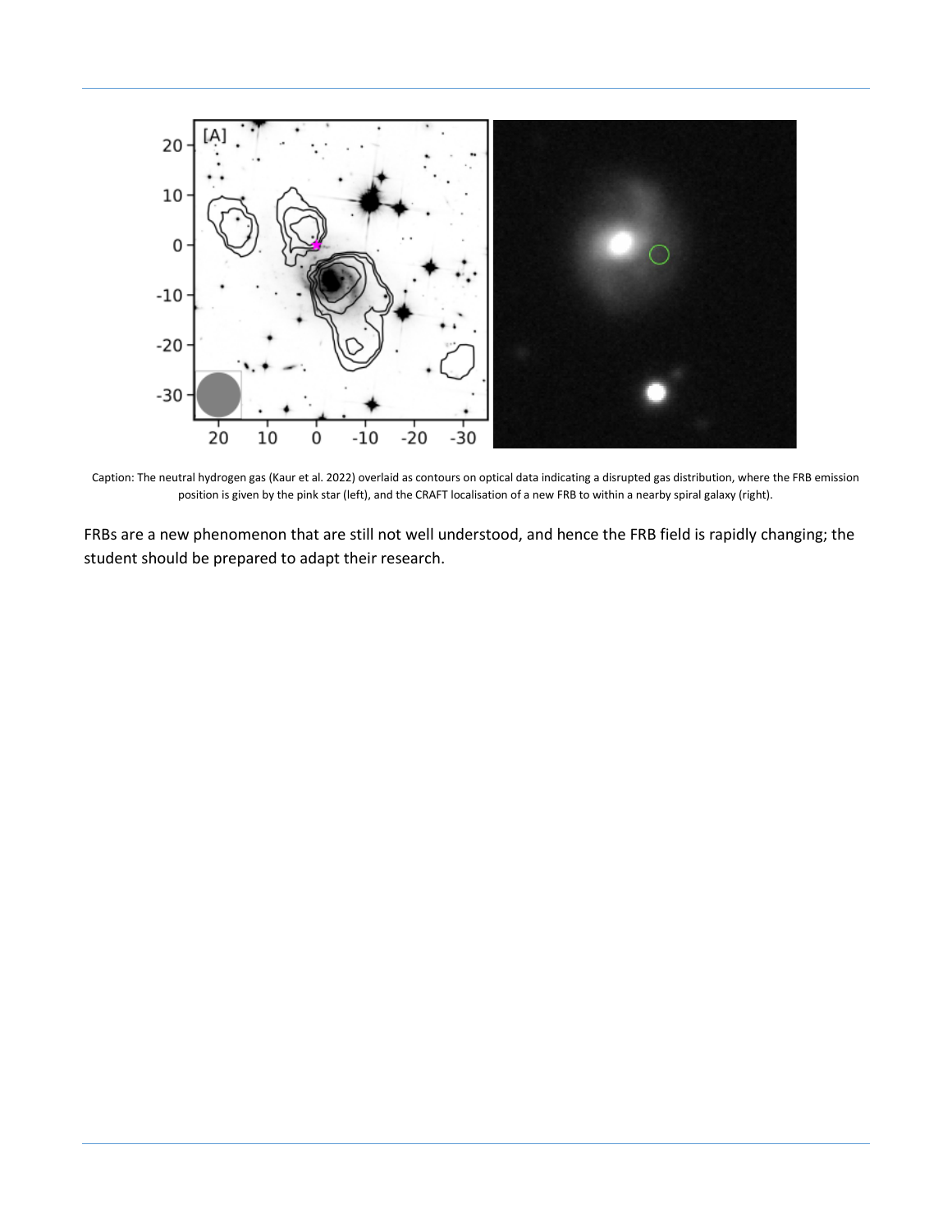[A]

20

10

0

-10

-20

-30

20 10 0 -10 -20 -30

Caption: The neutral hydrogen gas (Kaur et al. 2022) overlaid as contours on optical data indicating a disrupted gas distribution, where the FRB emission position is given by the pink star (left), and the CRAFT localisation of a new FRB to within a nearby spiral galaxy (right).

FRBs are a new phenomenon that are still not well understood, and hence the FRB field is rapidly changing; the student should be prepared to adapt their research.